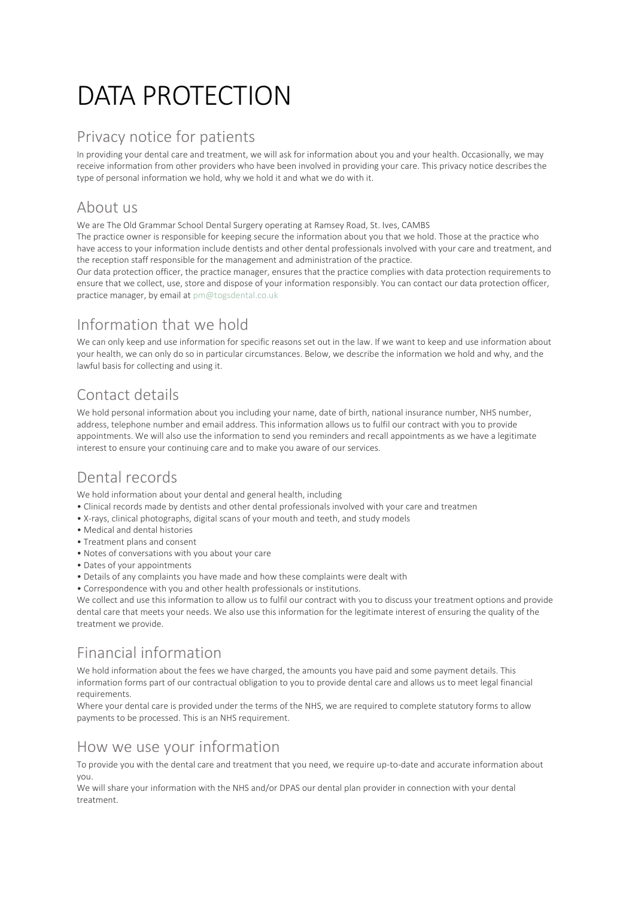# DATA PROTECTION

## Privacy notice for patients

In providing your dental care and treatment, we will ask for information about you and your health. Occasionally, we may receive information from other providers who have been involved in providing your care. This privacy notice describes the type of personal information we hold, why we hold it and what we do with it.

## About us

We are The Old Grammar School Dental Surgery operating at Ramsey Road, St. Ives, CAMBS
The practice owner is responsible for keeping secure the information about you that we hold. Those at the practice who have access to your information include dentists and other dental professionals involved with your care and treatment, and the reception staff responsible for the management and administration of the practice.
Our data protection officer, the practice manager, ensures that the practice complies with data protection requirements to ensure that we collect, use, store and dispose of your information responsibly. You can contact our data protection officer, practice manager, by email at pm@togsdental.co.uk

## Information that we hold

We can only keep and use information for specific reasons set out in the law. If we want to keep and use information about your health, we can only do so in particular circumstances. Below, we describe the information we hold and why, and the lawful basis for collecting and using it.

## Contact details

We hold personal information about you including your name, date of birth, national insurance number, NHS number, address, telephone number and email address. This information allows us to fulfil our contract with you to provide appointments. We will also use the information to send you reminders and recall appointments as we have a legitimate interest to ensure your continuing care and to make you aware of our services.

## Dental records

We hold information about your dental and general health, including

- Clinical records made by dentists and other dental professionals involved with your care and treatmen
- X-rays, clinical photographs, digital scans of your mouth and teeth, and study models
- Medical and dental histories
- Treatment plans and consent
- Notes of conversations with you about your care
- Dates of your appointments
- Details of any complaints you have made and how these complaints were dealt with
- Correspondence with you and other health professionals or institutions.

We collect and use this information to allow us to fulfil our contract with you to discuss your treatment options and provide dental care that meets your needs. We also use this information for the legitimate interest of ensuring the quality of the treatment we provide.

## Financial information

We hold information about the fees we have charged, the amounts you have paid and some payment details. This information forms part of our contractual obligation to you to provide dental care and allows us to meet legal financial requirements.
Where your dental care is provided under the terms of the NHS, we are required to complete statutory forms to allow payments to be processed. This is an NHS requirement.

## How we use your information

To provide you with the dental care and treatment that you need, we require up-to-date and accurate information about you.
We will share your information with the NHS and/or DPAS our dental plan provider in connection with your dental treatment.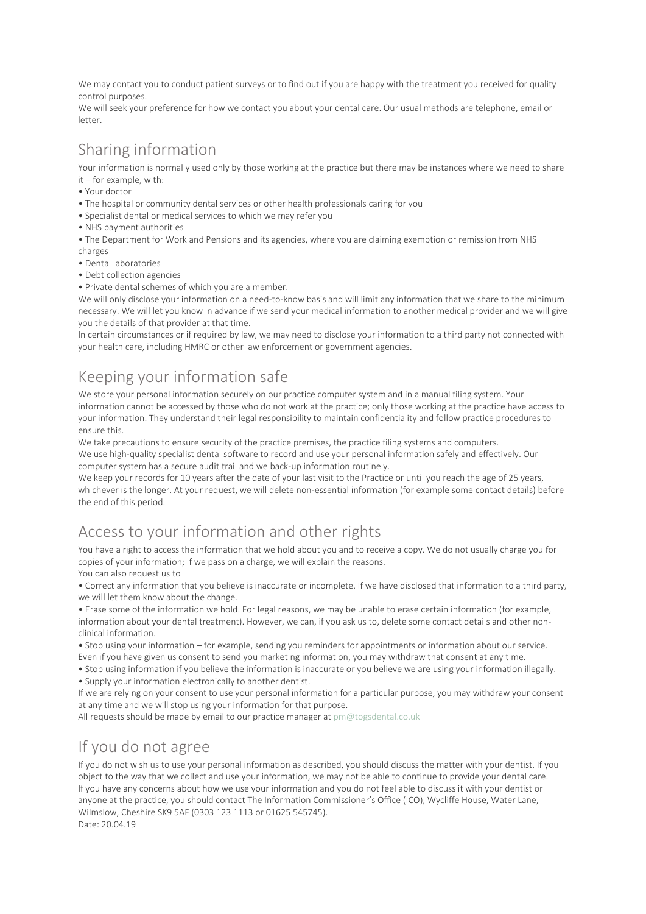We may contact you to conduct patient surveys or to find out if you are happy with the treatment you received for quality control purposes.

We will seek your preference for how we contact you about your dental care. Our usual methods are telephone, email or letter.

## Sharing information

Your information is normally used only by those working at the practice but there may be instances where we need to share it – for example, with:

- Your doctor
- The hospital or community dental services or other health professionals caring for you
- Specialist dental or medical services to which we may refer you
- NHS payment authorities
- The Department for Work and Pensions and its agencies, where you are claiming exemption or remission from NHS charges
- Dental laboratories
- Debt collection agencies
- Private dental schemes of which you are a member.

We will only disclose your information on a need-to-know basis and will limit any information that we share to the minimum necessary. We will let you know in advance if we send your medical information to another medical provider and we will give you the details of that provider at that time.

In certain circumstances or if required by law, we may need to disclose your information to a third party not connected with your health care, including HMRC or other law enforcement or government agencies.

## Keeping your information safe

We store your personal information securely on our practice computer system and in a manual filing system. Your information cannot be accessed by those who do not work at the practice; only those working at the practice have access to your information. They understand their legal responsibility to maintain confidentiality and follow practice procedures to ensure this.

We take precautions to ensure security of the practice premises, the practice filing systems and computers.

We use high-quality specialist dental software to record and use your personal information safely and effectively. Our computer system has a secure audit trail and we back-up information routinely.

We keep your records for 10 years after the date of your last visit to the Practice or until you reach the age of 25 years, whichever is the longer. At your request, we will delete non-essential information (for example some contact details) before the end of this period.

## Access to your information and other rights

You have a right to access the information that we hold about you and to receive a copy. We do not usually charge you for copies of your information; if we pass on a charge, we will explain the reasons.

You can also request us to

- Correct any information that you believe is inaccurate or incomplete. If we have disclosed that information to a third party, we will let them know about the change.
- Erase some of the information we hold. For legal reasons, we may be unable to erase certain information (for example, information about your dental treatment). However, we can, if you ask us to, delete some contact details and other non-clinical information.
- Stop using your information – for example, sending you reminders for appointments or information about our service. Even if you have given us consent to send you marketing information, you may withdraw that consent at any time.
- Stop using information if you believe the information is inaccurate or you believe we are using your information illegally.
- Supply your information electronically to another dentist.

If we are relying on your consent to use your personal information for a particular purpose, you may withdraw your consent at any time and we will stop using your information for that purpose.

All requests should be made by email to our practice manager at pm@togsdental.co.uk

## If you do not agree

If you do not wish us to use your personal information as described, you should discuss the matter with your dentist. If you object to the way that we collect and use your information, we may not be able to continue to provide your dental care.

If you have any concerns about how we use your information and you do not feel able to discuss it with your dentist or anyone at the practice, you should contact The Information Commissioner's Office (ICO), Wycliffe House, Water Lane, Wilmslow, Cheshire SK9 5AF (0303 123 1113 or 01625 545745).

Date: 20.04.19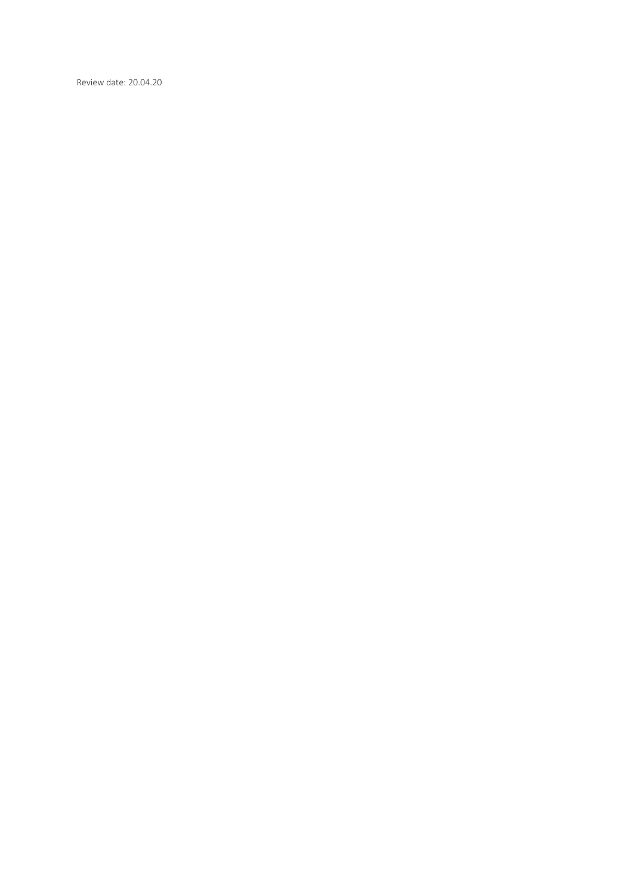Review date: 20.04.20